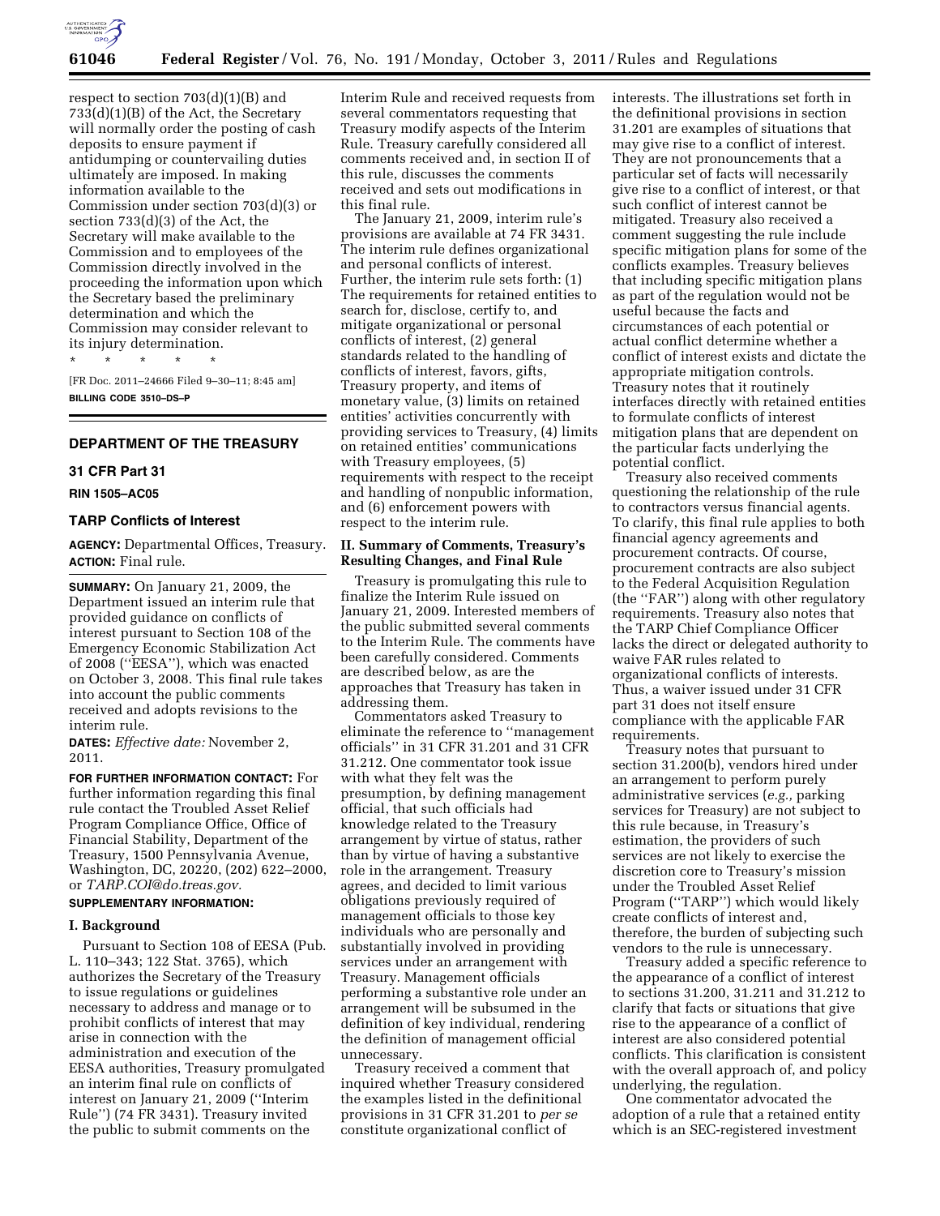respect to section 703(d)(1)(B) and 733(d)(1)(B) of the Act, the Secretary will normally order the posting of cash deposits to ensure payment if antidumping or countervailing duties ultimately are imposed. In making information available to the Commission under section 703(d)(3) or section 733(d)(3) of the Act, the Secretary will make available to the Commission and to employees of the Commission directly involved in the proceeding the information upon which the Secretary based the preliminary determination and which the Commission may consider relevant to its injury determination.

\* \* \* \* \*

[FR Doc. 2011–24666 Filed 9–30–11; 8:45 am]

**BILLING CODE 3510–DS–P**

---

## DEPARTMENT OF THE TREASURY

### 31 CFR Part 31

**RIN 1505–AC05**

### TARP Conflicts of Interest

**AGENCY:** Departmental Offices, Treasury.

**ACTION:** Final rule.

**SUMMARY:** On January 21, 2009, the Department issued an interim rule that provided guidance on conflicts of interest pursuant to Section 108 of the Emergency Economic Stabilization Act of 2008 (''EESA''), which was enacted on October 3, 2008. This final rule takes into account the public comments received and adopts revisions to the interim rule.

**DATES:** *Effective date:* November 2, 2011.

**FOR FURTHER INFORMATION CONTACT:** For further information regarding this final rule contact the Troubled Asset Relief Program Compliance Office, Office of Financial Stability, Department of the Treasury, 1500 Pennsylvania Avenue, Washington, DC, 20220, (202) 622–2000, or *TARP.COI@do.treas.gov.*

**SUPPLEMENTARY INFORMATION:**

**I. Background**

Pursuant to Section 108 of EESA (Pub. L. 110–343; 122 Stat. 3765), which authorizes the Secretary of the Treasury to issue regulations or guidelines necessary to address and manage or to prohibit conflicts of interest that may arise in connection with the administration and execution of the EESA authorities, Treasury promulgated an interim final rule on conflicts of interest on January 21, 2009 (''Interim Rule'') (74 FR 3431). Treasury invited the public to submit comments on the Interim Rule and received requests from several commentators requesting that Treasury modify aspects of the Interim Rule. Treasury carefully considered all comments received and, in section II of this rule, discusses the comments received and sets out modifications in this final rule.

The January 21, 2009, interim rule's provisions are available at 74 FR 3431. The interim rule defines organizational and personal conflicts of interest. Further, the interim rule sets forth: (1) The requirements for retained entities to search for, disclose, certify to, and mitigate organizational or personal conflicts of interest, (2) general standards related to the handling of conflicts of interest, favors, gifts, Treasury property, and items of monetary value, (3) limits on retained entities' activities concurrently with providing services to Treasury, (4) limits on retained entities' communications with Treasury employees, (5) requirements with respect to the receipt and handling of nonpublic information, and (6) enforcement powers with respect to the interim rule.

**II. Summary of Comments, Treasury's Resulting Changes, and Final Rule**

Treasury is promulgating this rule to finalize the Interim Rule issued on January 21, 2009. Interested members of the public submitted several comments to the Interim Rule. The comments have been carefully considered. Comments are described below, as are the approaches that Treasury has taken in addressing them.

Commentators asked Treasury to eliminate the reference to ''management officials'' in 31 CFR 31.201 and 31 CFR 31.212. One commentator took issue with what they felt was the presumption, by defining management official, that such officials had knowledge related to the Treasury arrangement by virtue of status, rather than by virtue of having a substantive role in the arrangement. Treasury agrees, and decided to limit various obligations previously required of management officials to those key individuals who are personally and substantially involved in providing services under an arrangement with Treasury. Management officials performing a substantive role under an arrangement will be subsumed in the definition of key individual, rendering the definition of management official unnecessary.

Treasury received a comment that inquired whether Treasury considered the examples listed in the definitional provisions in 31 CFR 31.201 to *per se* constitute organizational conflict of interests. The illustrations set forth in the definitional provisions in section 31.201 are examples of situations that may give rise to a conflict of interest. They are not pronouncements that a particular set of facts will necessarily give rise to a conflict of interest, or that such conflict of interest cannot be mitigated. Treasury also received a comment suggesting the rule include specific mitigation plans for some of the conflicts examples. Treasury believes that including specific mitigation plans as part of the regulation would not be useful because the facts and circumstances of each potential or actual conflict determine whether a conflict of interest exists and dictate the appropriate mitigation controls. Treasury notes that it routinely interfaces directly with retained entities to formulate conflicts of interest mitigation plans that are dependent on the particular facts underlying the potential conflict.

Treasury also received comments questioning the relationship of the rule to contractors versus financial agents. To clarify, this final rule applies to both financial agency agreements and procurement contracts. Of course, procurement contracts are also subject to the Federal Acquisition Regulation (the ''FAR'') along with other regulatory requirements. Treasury also notes that the TARP Chief Compliance Officer lacks the direct or delegated authority to waive FAR rules related to organizational conflicts of interests. Thus, a waiver issued under 31 CFR part 31 does not itself ensure compliance with the applicable FAR requirements.

Treasury notes that pursuant to section 31.200(b), vendors hired under an arrangement to perform purely administrative services (*e.g.,* parking services for Treasury) are not subject to this rule because, in Treasury's estimation, the providers of such services are not likely to exercise the discretion core to Treasury's mission under the Troubled Asset Relief Program (''TARP'') which would likely create conflicts of interest and, therefore, the burden of subjecting such vendors to the rule is unnecessary.

Treasury added a specific reference to the appearance of a conflict of interest to sections 31.200, 31.211 and 31.212 to clarify that facts or situations that give rise to the appearance of a conflict of interest are also considered potential conflicts. This clarification is consistent with the overall approach of, and policy underlying, the regulation.

One commentator advocated the adoption of a rule that a retained entity which is an SEC-registered investment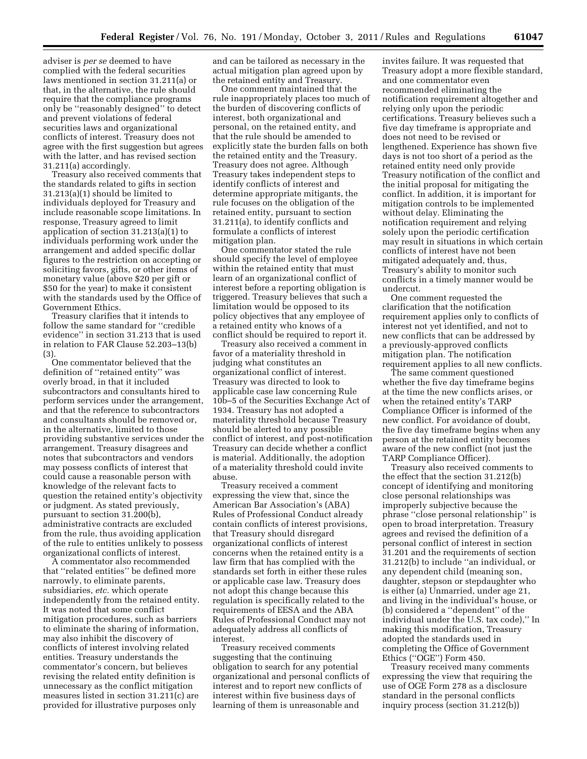adviser is *per se* deemed to have complied with the federal securities laws mentioned in section 31.211(a) or that, in the alternative, the rule should require that the compliance programs only be ''reasonably designed'' to detect and prevent violations of federal securities laws and organizational conflicts of interest. Treasury does not agree with the first suggestion but agrees with the latter, and has revised section 31.211(a) accordingly.

Treasury also received comments that the standards related to gifts in section 31.213(a)(1) should be limited to individuals deployed for Treasury and include reasonable scope limitations. In response, Treasury agreed to limit application of section 31.213(a)(1) to individuals performing work under the arrangement and added specific dollar figures to the restriction on accepting or soliciting favors, gifts, or other items of monetary value (above $20 per gift or $50 for the year) to make it consistent with the standards used by the Office of Government Ethics.

Treasury clarifies that it intends to follow the same standard for ''credible evidence'' in section 31.213 that is used in relation to FAR Clause 52.203–13(b)(3).

One commentator believed that the definition of ''retained entity'' was overly broad, in that it included subcontractors and consultants hired to perform services under the arrangement, and that the reference to subcontractors and consultants should be removed or, in the alternative, limited to those providing substantive services under the arrangement. Treasury disagrees and notes that subcontractors and vendors may possess conflicts of interest that could cause a reasonable person with knowledge of the relevant facts to question the retained entity's objectivity or judgment. As stated previously, pursuant to section 31.200(b), administrative contracts are excluded from the rule, thus avoiding application of the rule to entities unlikely to possess organizational conflicts of interest.

A commentator also recommended that ''related entities'' be defined more narrowly, to eliminate parents, subsidiaries, *etc.* which operate independently from the retained entity. It was noted that some conflict mitigation procedures, such as barriers to eliminate the sharing of information, may also inhibit the discovery of conflicts of interest involving related entities. Treasury understands the commentator's concern, but believes revising the related entity definition is unnecessary as the conflict mitigation measures listed in section 31.211(c) are provided for illustrative purposes only and can be tailored as necessary in the actual mitigation plan agreed upon by the retained entity and Treasury.

One comment maintained that the rule inappropriately places too much of the burden of discovering conflicts of interest, both organizational and personal, on the retained entity, and that the rule should be amended to explicitly state the burden falls on both the retained entity and the Treasury. Treasury does not agree. Although Treasury takes independent steps to identify conflicts of interest and determine appropriate mitigants, the rule focuses on the obligation of the retained entity, pursuant to section 31.211(a), to identify conflicts and formulate a conflicts of interest mitigation plan.

One commentator stated the rule should specify the level of employee within the retained entity that must learn of an organizational conflict of interest before a reporting obligation is triggered. Treasury believes that such a limitation would be opposed to its policy objectives that any employee of a retained entity who knows of a conflict should be required to report it.

Treasury also received a comment in favor of a materiality threshold in judging what constitutes an organizational conflict of interest. Treasury was directed to look to applicable case law concerning Rule 10b–5 of the Securities Exchange Act of 1934. Treasury has not adopted a materiality threshold because Treasury should be alerted to any possible conflict of interest, and post-notification Treasury can decide whether a conflict is material. Additionally, the adoption of a materiality threshold could invite abuse.

Treasury received a comment expressing the view that, since the American Bar Association's (ABA) Rules of Professional Conduct already contain conflicts of interest provisions, that Treasury should disregard organizational conflicts of interest concerns when the retained entity is a law firm that has complied with the standards set forth in either these rules or applicable case law. Treasury does not adopt this change because this regulation is specifically related to the requirements of EESA and the ABA Rules of Professional Conduct may not adequately address all conflicts of interest.

Treasury received comments suggesting that the continuing obligation to search for any potential organizational and personal conflicts of interest and to report new conflicts of interest within five business days of learning of them is unreasonable and invites failure. It was requested that Treasury adopt a more flexible standard, and one commentator even recommended eliminating the notification requirement altogether and relying only upon the periodic certifications. Treasury believes such a five day timeframe is appropriate and does not need to be revised or lengthened. Experience has shown five days is not too short of a period as the retained entity need only provide Treasury notification of the conflict and the initial proposal for mitigating the conflict. In addition, it is important for mitigation controls to be implemented without delay. Eliminating the notification requirement and relying solely upon the periodic certification may result in situations in which certain conflicts of interest have not been mitigated adequately and, thus, Treasury's ability to monitor such conflicts in a timely manner would be undercut.

One comment requested the clarification that the notification requirement applies only to conflicts of interest not yet identified, and not to new conflicts that can be addressed by a previously-approved conflicts mitigation plan. The notification requirement applies to all new conflicts.

The same comment questioned whether the five day timeframe begins at the time the new conflicts arises, or when the retained entity's TARP Compliance Officer is informed of the new conflict. For avoidance of doubt, the five day timeframe begins when any person at the retained entity becomes aware of the new conflict (not just the TARP Compliance Officer).

Treasury also received comments to the effect that the section 31.212(b) concept of identifying and monitoring close personal relationships was improperly subjective because the phrase ''close personal relationship'' is open to broad interpretation. Treasury agrees and revised the definition of a personal conflict of interest in section 31.201 and the requirements of section 31.212(b) to include ''an individual, or any dependent child (meaning son, daughter, stepson or stepdaughter who is either (a) Unmarried, under age 21, and living in the individual's house, or (b) considered a ''dependent'' of the individual under the U.S. tax code),'' In making this modification, Treasury adopted the standards used in completing the Office of Government Ethics (''OGE'') Form 450.

Treasury received many comments expressing the view that requiring the use of OGE Form 278 as a disclosure standard in the personal conflicts inquiry process (section 31.212(b))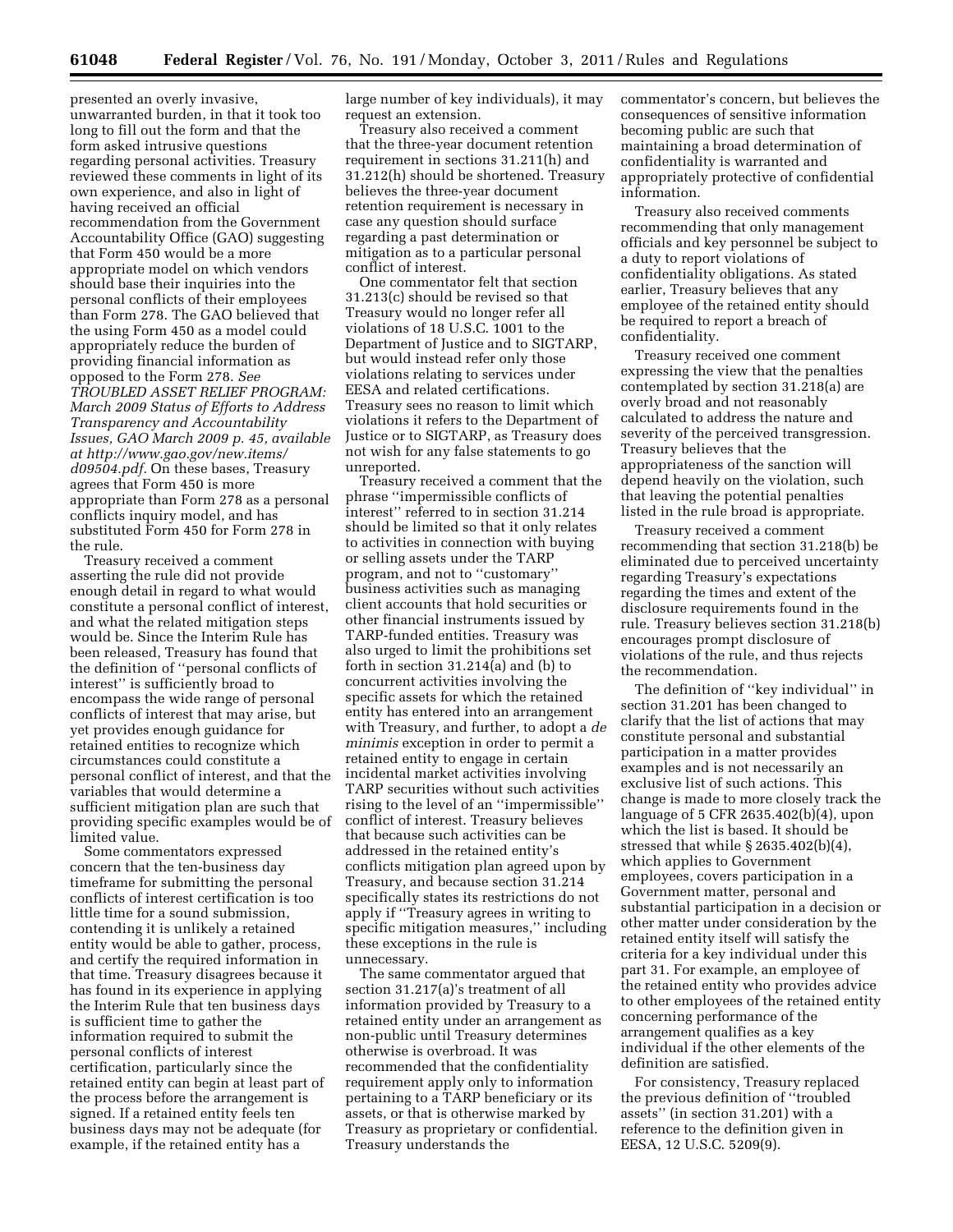presented an overly invasive, unwarranted burden, in that it took too long to fill out the form and that the form asked intrusive questions regarding personal activities. Treasury reviewed these comments in light of its own experience, and also in light of having received an official recommendation from the Government Accountability Office (GAO) suggesting that Form 450 would be a more appropriate model on which vendors should base their inquiries into the personal conflicts of their employees than Form 278. The GAO believed that the using Form 450 as a model could appropriately reduce the burden of providing financial information as opposed to the Form 278. *See TROUBLED ASSET RELIEF PROGRAM: March 2009 Status of Efforts to Address Transparency and Accountability Issues, GAO March 2009 p. 45, available at http://www.gao.gov/new.items/d09504.pdf.* On these bases, Treasury agrees that Form 450 is more appropriate than Form 278 as a personal conflicts inquiry model, and has substituted Form 450 for Form 278 in the rule.

Treasury received a comment asserting the rule did not provide enough detail in regard to what would constitute a personal conflict of interest, and what the related mitigation steps would be. Since the Interim Rule has been released, Treasury has found that the definition of ''personal conflicts of interest'' is sufficiently broad to encompass the wide range of personal conflicts of interest that may arise, but yet provides enough guidance for retained entities to recognize which circumstances could constitute a personal conflict of interest, and that the variables that would determine a sufficient mitigation plan are such that providing specific examples would be of limited value.

Some commentators expressed concern that the ten-business day timeframe for submitting the personal conflicts of interest certification is too little time for a sound submission, contending it is unlikely a retained entity would be able to gather, process, and certify the required information in that time. Treasury disagrees because it has found in its experience in applying the Interim Rule that ten business days is sufficient time to gather the information required to submit the personal conflicts of interest certification, particularly since the retained entity can begin at least part of the process before the arrangement is signed. If a retained entity feels ten business days may not be adequate (for example, if the retained entity has a large number of key individuals), it may request an extension.

Treasury also received a comment that the three-year document retention requirement in sections 31.211(h) and 31.212(h) should be shortened. Treasury believes the three-year document retention requirement is necessary in case any question should surface regarding a past determination or mitigation as to a particular personal conflict of interest.

One commentator felt that section 31.213(c) should be revised so that Treasury would no longer refer all violations of 18 U.S.C. 1001 to the Department of Justice and to SIGTARP, but would instead refer only those violations relating to services under EESA and related certifications. Treasury sees no reason to limit which violations it refers to the Department of Justice or to SIGTARP, as Treasury does not wish for any false statements to go unreported.

Treasury received a comment that the phrase ''impermissible conflicts of interest'' referred to in section 31.214 should be limited so that it only relates to activities in connection with buying or selling assets under the TARP program, and not to ''customary'' business activities such as managing client accounts that hold securities or other financial instruments issued by TARP-funded entities. Treasury was also urged to limit the prohibitions set forth in section 31.214(a) and (b) to concurrent activities involving the specific assets for which the retained entity has entered into an arrangement with Treasury, and further, to adopt a *de minimis* exception in order to permit a retained entity to engage in certain incidental market activities involving TARP securities without such activities rising to the level of an ''impermissible'' conflict of interest. Treasury believes that because such activities can be addressed in the retained entity's conflicts mitigation plan agreed upon by Treasury, and because section 31.214 specifically states its restrictions do not apply if ''Treasury agrees in writing to specific mitigation measures,'' including these exceptions in the rule is unnecessary.

The same commentator argued that section 31.217(a)'s treatment of all information provided by Treasury to a retained entity under an arrangement as non-public until Treasury determines otherwise is overbroad. It was recommended that the confidentiality requirement apply only to information pertaining to a TARP beneficiary or its assets, or that is otherwise marked by Treasury as proprietary or confidential. Treasury understands the commentator's concern, but believes the consequences of sensitive information becoming public are such that maintaining a broad determination of confidentiality is warranted and appropriately protective of confidential information.

Treasury also received comments recommending that only management officials and key personnel be subject to a duty to report violations of confidentiality obligations. As stated earlier, Treasury believes that any employee of the retained entity should be required to report a breach of confidentiality.

Treasury received one comment expressing the view that the penalties contemplated by section 31.218(a) are overly broad and not reasonably calculated to address the nature and severity of the perceived transgression. Treasury believes that the appropriateness of the sanction will depend heavily on the violation, such that leaving the potential penalties listed in the rule broad is appropriate.

Treasury received a comment recommending that section 31.218(b) be eliminated due to perceived uncertainty regarding Treasury's expectations regarding the times and extent of the disclosure requirements found in the rule. Treasury believes section 31.218(b) encourages prompt disclosure of violations of the rule, and thus rejects the recommendation.

The definition of ''key individual'' in section 31.201 has been changed to clarify that the list of actions that may constitute personal and substantial participation in a matter provides examples and is not necessarily an exclusive list of such actions. This change is made to more closely track the language of 5 CFR 2635.402(b)(4), upon which the list is based. It should be stressed that while § 2635.402(b)(4), which applies to Government employees, covers participation in a Government matter, personal and substantial participation in a decision or other matter under consideration by the retained entity itself will satisfy the criteria for a key individual under this part 31. For example, an employee of the retained entity who provides advice to other employees of the retained entity concerning performance of the arrangement qualifies as a key individual if the other elements of the definition are satisfied.

For consistency, Treasury replaced the previous definition of ''troubled assets'' (in section 31.201) with a reference to the definition given in EESA, 12 U.S.C. 5209(9).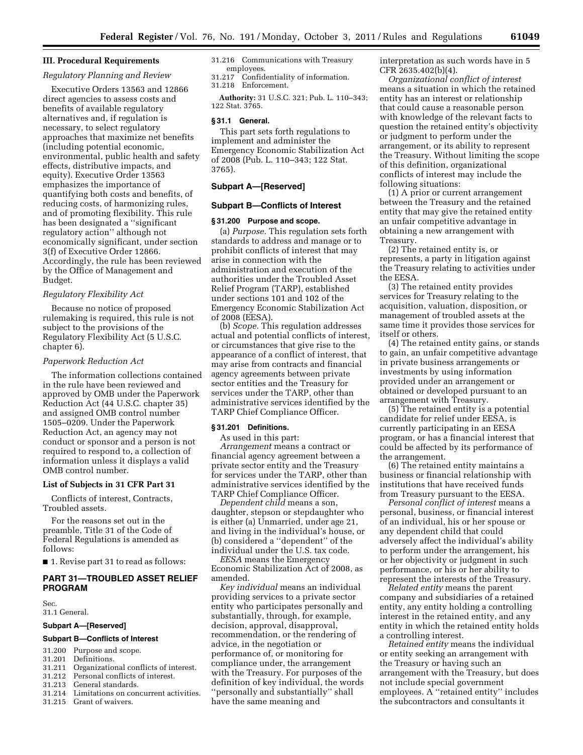## III. Procedural Requirements

### *Regulatory Planning and Review*

Executive Orders 13563 and 12866 direct agencies to assess costs and benefits of available regulatory alternatives and, if regulation is necessary, to select regulatory approaches that maximize net benefits (including potential economic, environmental, public health and safety effects, distributive impacts, and equity). Executive Order 13563 emphasizes the importance of quantifying both costs and benefits, of reducing costs, of harmonizing rules, and of promoting flexibility. This rule has been designated a ''significant regulatory action'' although not economically significant, under section 3(f) of Executive Order 12866. Accordingly, the rule has been reviewed by the Office of Management and Budget.

### *Regulatory Flexibility Act*

Because no notice of proposed rulemaking is required, this rule is not subject to the provisions of the Regulatory Flexibility Act (5 U.S.C. chapter 6).

### *Paperwork Reduction Act*

The information collections contained in the rule have been reviewed and approved by OMB under the Paperwork Reduction Act (44 U.S.C. chapter 35) and assigned OMB control number 1505–0209. Under the Paperwork Reduction Act, an agency may not conduct or sponsor and a person is not required to respond to, a collection of information unless it displays a valid OMB control number.

## List of Subjects in 31 CFR Part 31

Conflicts of interest, Contracts, Troubled assets.

For the reasons set out in the preamble, Title 31 of the Code of Federal Regulations is amended as follows:

■ 1. Revise part 31 to read as follows:

## PART 31—TROUBLED ASSET RELIEF PROGRAM

Sec.
31.1 General.

### Subpart A—[Reserved]

### Subpart B—Conflicts of Interest

31.200 Purpose and scope.
31.201 Definitions.
31.211 Organizational conflicts of interest.
31.212 Personal conflicts of interest.
31.213 General standards.
31.214 Limitations on concurrent activities.
31.215 Grant of waivers.
31.216 Communications with Treasury employees.
31.217 Confidentiality of information.
31.218 Enforcement.

**Authority:** 31 U.S.C. 321; Pub. L. 110–343; 122 Stat. 3765.

### § 31.1 General.

This part sets forth regulations to implement and administer the Emergency Economic Stabilization Act of 2008 (Pub. L. 110–343; 122 Stat. 3765).

### Subpart A—[Reserved]

### Subpart B—Conflicts of Interest

### § 31.200 Purpose and scope.

(a) *Purpose.* This regulation sets forth standards to address and manage or to prohibit conflicts of interest that may arise in connection with the administration and execution of the authorities under the Troubled Asset Relief Program (TARP), established under sections 101 and 102 of the Emergency Economic Stabilization Act of 2008 (EESA).

(b) *Scope.* This regulation addresses actual and potential conflicts of interest, or circumstances that give rise to the appearance of a conflict of interest, that may arise from contracts and financial agency agreements between private sector entities and the Treasury for services under the TARP, other than administrative services identified by the TARP Chief Compliance Officer.

### § 31.201 Definitions.

As used in this part:

*Arrangement* means a contract or financial agency agreement between a private sector entity and the Treasury for services under the TARP, other than administrative services identified by the TARP Chief Compliance Officer.

*Dependent child* means a son, daughter, stepson or stepdaughter who is either (a) Unmarried, under age 21, and living in the individual's house, or (b) considered a ''dependent'' of the individual under the U.S. tax code.

*EESA* means the Emergency Economic Stabilization Act of 2008, as amended.

*Key individual* means an individual providing services to a private sector entity who participates personally and substantially, through, for example, decision, approval, disapproval, recommendation, or the rendering of advice, in the negotiation or performance of, or monitoring for compliance under, the arrangement with the Treasury. For purposes of the definition of key individual, the words ''personally and substantially'' shall have the same meaning and interpretation as such words have in 5 CFR 2635.402(b)(4).

*Organizational conflict of interest* means a situation in which the retained entity has an interest or relationship that could cause a reasonable person with knowledge of the relevant facts to question the retained entity's objectivity or judgment to perform under the arrangement, or its ability to represent the Treasury. Without limiting the scope of this definition, organizational conflicts of interest may include the following situations:

(1) A prior or current arrangement between the Treasury and the retained entity that may give the retained entity an unfair competitive advantage in obtaining a new arrangement with Treasury.

(2) The retained entity is, or represents, a party in litigation against the Treasury relating to activities under the EESA.

(3) The retained entity provides services for Treasury relating to the acquisition, valuation, disposition, or management of troubled assets at the same time it provides those services for itself or others.

(4) The retained entity gains, or stands to gain, an unfair competitive advantage in private business arrangements or investments by using information provided under an arrangement or obtained or developed pursuant to an arrangement with Treasury.

(5) The retained entity is a potential candidate for relief under EESA, is currently participating in an EESA program, or has a financial interest that could be affected by its performance of the arrangement.

(6) The retained entity maintains a business or financial relationship with institutions that have received funds from Treasury pursuant to the EESA.

*Personal conflict of interest* means a personal, business, or financial interest of an individual, his or her spouse or any dependent child that could adversely affect the individual's ability to perform under the arrangement, his or her objectivity or judgment in such performance, or his or her ability to represent the interests of the Treasury.

*Related entity* means the parent company and subsidiaries of a retained entity, any entity holding a controlling interest in the retained entity, and any entity in which the retained entity holds a controlling interest.

*Retained entity* means the individual or entity seeking an arrangement with the Treasury or having such an arrangement with the Treasury, but does not include special government employees. A ''retained entity'' includes the subcontractors and consultants it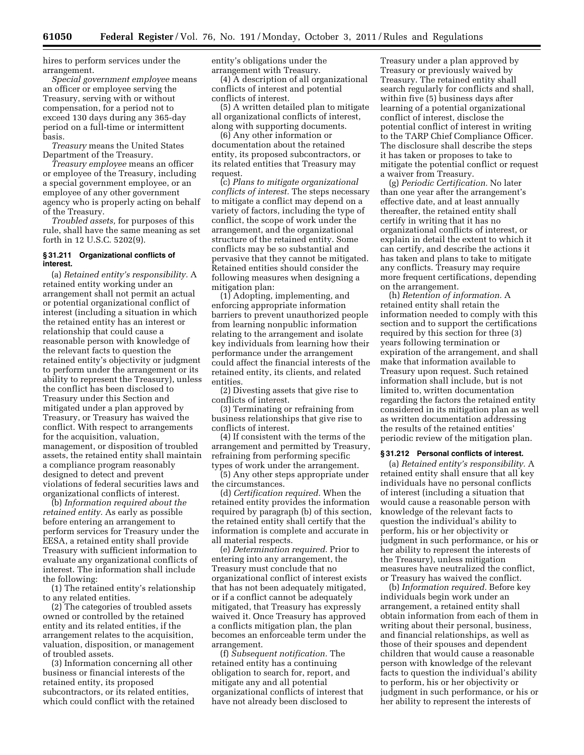hires to perform services under the arrangement.

*Special government employee* means an officer or employee serving the Treasury, serving with or without compensation, for a period not to exceed 130 days during any 365-day period on a full-time or intermittent basis.

*Treasury* means the United States Department of the Treasury.

*Treasury employee* means an officer or employee of the Treasury, including a special government employee, or an employee of any other government agency who is properly acting on behalf of the Treasury.

*Troubled assets,* for purposes of this rule, shall have the same meaning as set forth in 12 U.S.C. 5202(9).

### § 31.211 Organizational conflicts of interest.

(a) *Retained entity's responsibility.* A retained entity working under an arrangement shall not permit an actual or potential organizational conflict of interest (including a situation in which the retained entity has an interest or relationship that could cause a reasonable person with knowledge of the relevant facts to question the retained entity's objectivity or judgment to perform under the arrangement or its ability to represent the Treasury), unless the conflict has been disclosed to Treasury under this Section and mitigated under a plan approved by Treasury, or Treasury has waived the conflict. With respect to arrangements for the acquisition, valuation, management, or disposition of troubled assets, the retained entity shall maintain a compliance program reasonably designed to detect and prevent violations of federal securities laws and organizational conflicts of interest.

(b) *Information required about the retained entity.* As early as possible before entering an arrangement to perform services for Treasury under the EESA, a retained entity shall provide Treasury with sufficient information to evaluate any organizational conflicts of interest. The information shall include the following:

(1) The retained entity's relationship to any related entities.

(2) The categories of troubled assets owned or controlled by the retained entity and its related entities, if the arrangement relates to the acquisition, valuation, disposition, or management of troubled assets.

(3) Information concerning all other business or financial interests of the retained entity, its proposed subcontractors, or its related entities, which could conflict with the retained entity's obligations under the arrangement with Treasury.

(4) A description of all organizational conflicts of interest and potential conflicts of interest.

(5) A written detailed plan to mitigate all organizational conflicts of interest, along with supporting documents.

(6) Any other information or documentation about the retained entity, its proposed subcontractors, or its related entities that Treasury may request.

(c) *Plans to mitigate organizational conflicts of interest.* The steps necessary to mitigate a conflict may depend on a variety of factors, including the type of conflict, the scope of work under the arrangement, and the organizational structure of the retained entity. Some conflicts may be so substantial and pervasive that they cannot be mitigated. Retained entities should consider the following measures when designing a mitigation plan:

(1) Adopting, implementing, and enforcing appropriate information barriers to prevent unauthorized people from learning nonpublic information relating to the arrangement and isolate key individuals from learning how their performance under the arrangement could affect the financial interests of the retained entity, its clients, and related entities.

(2) Divesting assets that give rise to conflicts of interest.

(3) Terminating or refraining from business relationships that give rise to conflicts of interest.

(4) If consistent with the terms of the arrangement and permitted by Treasury, refraining from performing specific types of work under the arrangement.

(5) Any other steps appropriate under the circumstances.

(d) *Certification required.* When the retained entity provides the information required by paragraph (b) of this section, the retained entity shall certify that the information is complete and accurate in all material respects.

(e) *Determination required.* Prior to entering into any arrangement, the Treasury must conclude that no organizational conflict of interest exists that has not been adequately mitigated, or if a conflict cannot be adequately mitigated, that Treasury has expressly waived it. Once Treasury has approved a conflicts mitigation plan, the plan becomes an enforceable term under the arrangement.

(f) *Subsequent notification.* The retained entity has a continuing obligation to search for, report, and mitigate any and all potential organizational conflicts of interest that have not already been disclosed to Treasury under a plan approved by Treasury or previously waived by Treasury. The retained entity shall search regularly for conflicts and shall, within five (5) business days after learning of a potential organizational conflict of interest, disclose the potential conflict of interest in writing to the TARP Chief Compliance Officer. The disclosure shall describe the steps it has taken or proposes to take to mitigate the potential conflict or request a waiver from Treasury.

(g) *Periodic Certification.* No later than one year after the arrangement's effective date, and at least annually thereafter, the retained entity shall certify in writing that it has no organizational conflicts of interest, or explain in detail the extent to which it can certify, and describe the actions it has taken and plans to take to mitigate any conflicts. Treasury may require more frequent certifications, depending on the arrangement.

(h) *Retention of information.* A retained entity shall retain the information needed to comply with this section and to support the certifications required by this section for three (3) years following termination or expiration of the arrangement, and shall make that information available to Treasury upon request. Such retained information shall include, but is not limited to, written documentation regarding the factors the retained entity considered in its mitigation plan as well as written documentation addressing the results of the retained entities' periodic review of the mitigation plan.

### § 31.212 Personal conflicts of interest.

(a) *Retained entity's responsibility.* A retained entity shall ensure that all key individuals have no personal conflicts of interest (including a situation that would cause a reasonable person with knowledge of the relevant facts to question the individual's ability to perform, his or her objectivity or judgment in such performance, or his or her ability to represent the interests of the Treasury), unless mitigation measures have neutralized the conflict, or Treasury has waived the conflict.

(b) *Information required.* Before key individuals begin work under an arrangement, a retained entity shall obtain information from each of them in writing about their personal, business, and financial relationships, as well as those of their spouses and dependent children that would cause a reasonable person with knowledge of the relevant facts to question the individual's ability to perform, his or her objectivity or judgment in such performance, or his or her ability to represent the interests of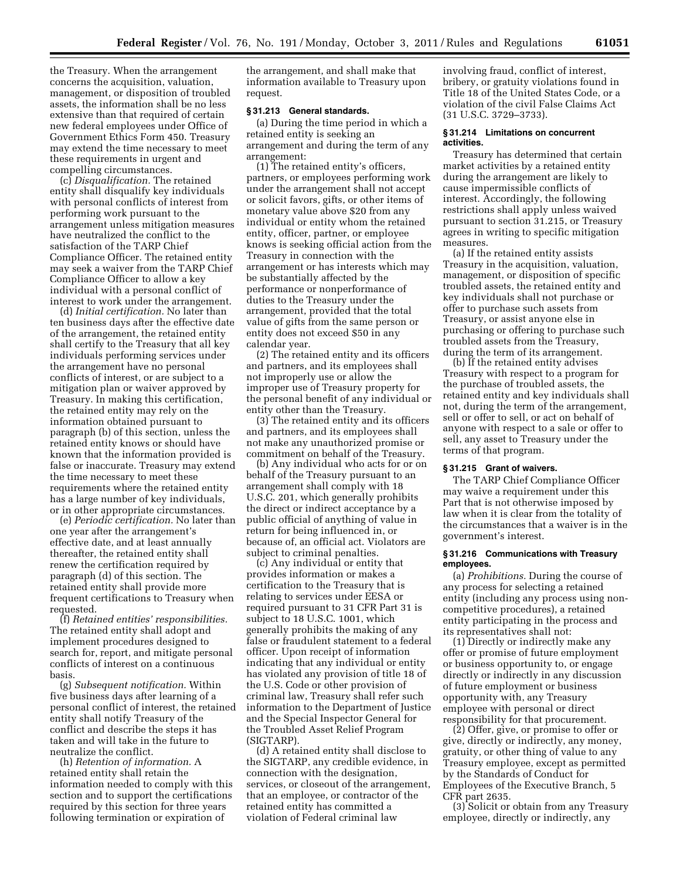the Treasury. When the arrangement concerns the acquisition, valuation, management, or disposition of troubled assets, the information shall be no less extensive than that required of certain new federal employees under Office of Government Ethics Form 450. Treasury may extend the time necessary to meet these requirements in urgent and compelling circumstances.

(c) *Disqualification.* The retained entity shall disqualify key individuals with personal conflicts of interest from performing work pursuant to the arrangement unless mitigation measures have neutralized the conflict to the satisfaction of the TARP Chief Compliance Officer. The retained entity may seek a waiver from the TARP Chief Compliance Officer to allow a key individual with a personal conflict of interest to work under the arrangement.

(d) *Initial certification.* No later than ten business days after the effective date of the arrangement, the retained entity shall certify to the Treasury that all key individuals performing services under the arrangement have no personal conflicts of interest, or are subject to a mitigation plan or waiver approved by Treasury. In making this certification, the retained entity may rely on the information obtained pursuant to paragraph (b) of this section, unless the retained entity knows or should have known that the information provided is false or inaccurate. Treasury may extend the time necessary to meet these requirements where the retained entity has a large number of key individuals, or in other appropriate circumstances.

(e) *Periodic certification.* No later than one year after the arrangement's effective date, and at least annually thereafter, the retained entity shall renew the certification required by paragraph (d) of this section. The retained entity shall provide more frequent certifications to Treasury when requested.

(f) *Retained entities' responsibilities.* The retained entity shall adopt and implement procedures designed to search for, report, and mitigate personal conflicts of interest on a continuous basis.

(g) *Subsequent notification.* Within five business days after learning of a personal conflict of interest, the retained entity shall notify Treasury of the conflict and describe the steps it has taken and will take in the future to neutralize the conflict.

(h) *Retention of information.* A retained entity shall retain the information needed to comply with this section and to support the certifications required by this section for three years following termination or expiration of the arrangement, and shall make that information available to Treasury upon request.

### § 31.213 General standards.

(a) During the time period in which a retained entity is seeking an arrangement and during the term of any arrangement:

(1) The retained entity's officers, partners, or employees performing work under the arrangement shall not accept or solicit favors, gifts, or other items of monetary value above $20 from any individual or entity whom the retained entity, officer, partner, or employee knows is seeking official action from the Treasury in connection with the arrangement or has interests which may be substantially affected by the performance or nonperformance of duties to the Treasury under the arrangement, provided that the total value of gifts from the same person or entity does not exceed $50 in any calendar year.

(2) The retained entity and its officers and partners, and its employees shall not improperly use or allow the improper use of Treasury property for the personal benefit of any individual or entity other than the Treasury.

(3) The retained entity and its officers and partners, and its employees shall not make any unauthorized promise or commitment on behalf of the Treasury.

(b) Any individual who acts for or on behalf of the Treasury pursuant to an arrangement shall comply with 18 U.S.C. 201, which generally prohibits the direct or indirect acceptance by a public official of anything of value in return for being influenced in, or because of, an official act. Violators are subject to criminal penalties.

(c) Any individual or entity that provides information or makes a certification to the Treasury that is relating to services under EESA or required pursuant to 31 CFR Part 31 is subject to 18 U.S.C. 1001, which generally prohibits the making of any false or fraudulent statement to a federal officer. Upon receipt of information indicating that any individual or entity has violated any provision of title 18 of the U.S. Code or other provision of criminal law, Treasury shall refer such information to the Department of Justice and the Special Inspector General for the Troubled Asset Relief Program (SIGTARP).

(d) A retained entity shall disclose to the SIGTARP, any credible evidence, in connection with the designation, services, or closeout of the arrangement, that an employee, or contractor of the retained entity has committed a violation of Federal criminal law involving fraud, conflict of interest, bribery, or gratuity violations found in Title 18 of the United States Code, or a violation of the civil False Claims Act (31 U.S.C. 3729–3733).

### § 31.214 Limitations on concurrent activities.

Treasury has determined that certain market activities by a retained entity during the arrangement are likely to cause impermissible conflicts of interest. Accordingly, the following restrictions shall apply unless waived pursuant to section 31.215, or Treasury agrees in writing to specific mitigation measures.

(a) If the retained entity assists Treasury in the acquisition, valuation, management, or disposition of specific troubled assets, the retained entity and key individuals shall not purchase or offer to purchase such assets from Treasury, or assist anyone else in purchasing or offering to purchase such troubled assets from the Treasury, during the term of its arrangement.

(b) If the retained entity advises Treasury with respect to a program for the purchase of troubled assets, the retained entity and key individuals shall not, during the term of the arrangement, sell or offer to sell, or act on behalf of anyone with respect to a sale or offer to sell, any asset to Treasury under the terms of that program.

### § 31.215 Grant of waivers.

The TARP Chief Compliance Officer may waive a requirement under this Part that is not otherwise imposed by law when it is clear from the totality of the circumstances that a waiver is in the government's interest.

### § 31.216 Communications with Treasury employees.

(a) *Prohibitions.* During the course of any process for selecting a retained entity (including any process using non-competitive procedures), a retained entity participating in the process and its representatives shall not:

(1) Directly or indirectly make any offer or promise of future employment or business opportunity to, or engage directly or indirectly in any discussion of future employment or business opportunity with, any Treasury employee with personal or direct responsibility for that procurement.

(2) Offer, give, or promise to offer or give, directly or indirectly, any money, gratuity, or other thing of value to any Treasury employee, except as permitted by the Standards of Conduct for Employees of the Executive Branch, 5 CFR part 2635.

(3) Solicit or obtain from any Treasury employee, directly or indirectly, any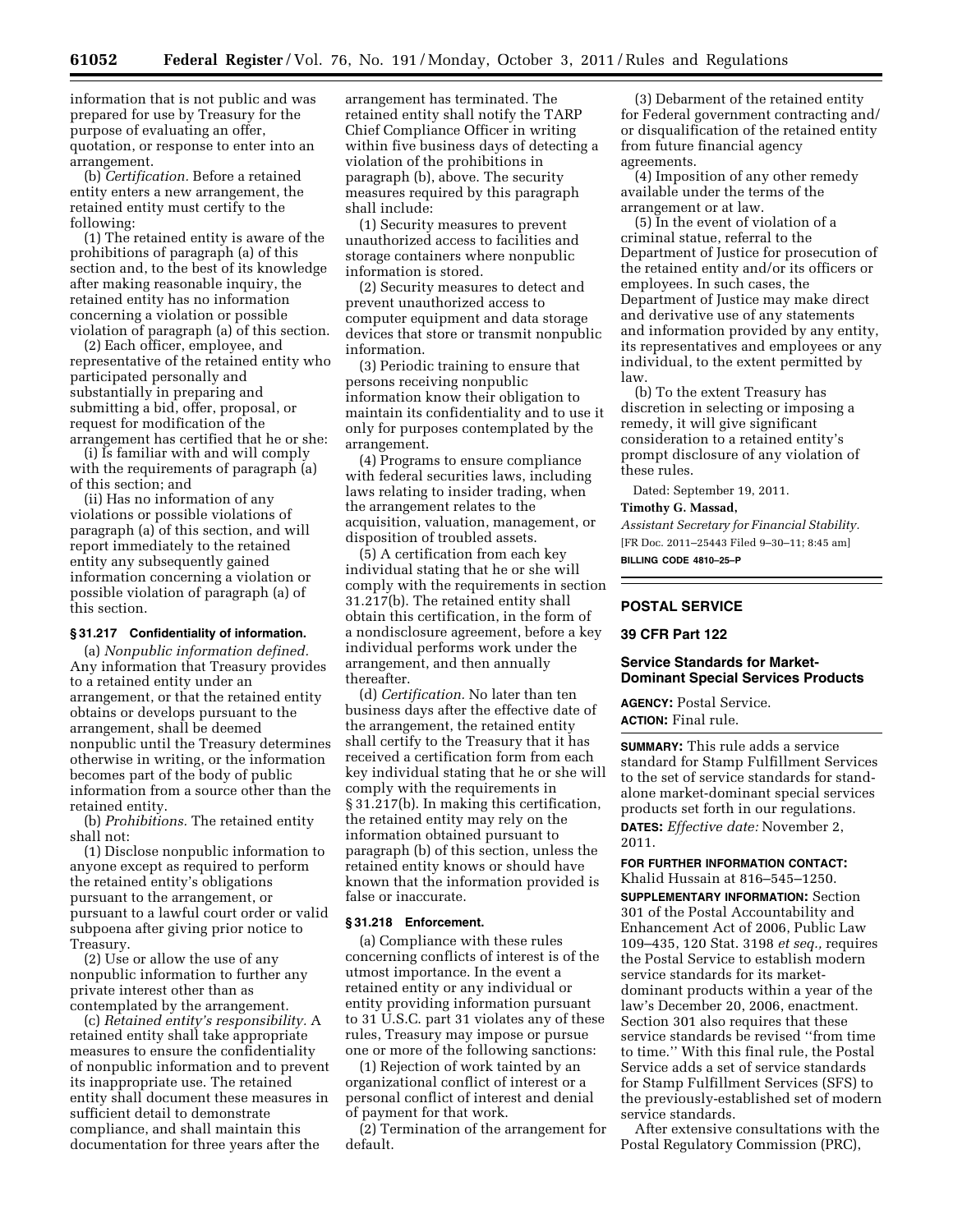information that is not public and was prepared for use by Treasury for the purpose of evaluating an offer, quotation, or response to enter into an arrangement.

(b) *Certification.* Before a retained entity enters a new arrangement, the retained entity must certify to the following:

(1) The retained entity is aware of the prohibitions of paragraph (a) of this section and, to the best of its knowledge after making reasonable inquiry, the retained entity has no information concerning a violation or possible violation of paragraph (a) of this section.

(2) Each officer, employee, and representative of the retained entity who participated personally and substantially in preparing and submitting a bid, offer, proposal, or request for modification of the arrangement has certified that he or she:

(i) Is familiar with and will comply with the requirements of paragraph (a) of this section; and

(ii) Has no information of any violations or possible violations of paragraph (a) of this section, and will report immediately to the retained entity any subsequently gained information concerning a violation or possible violation of paragraph (a) of this section.

### § 31.217 Confidentiality of information.

(a) *Nonpublic information defined.* Any information that Treasury provides to a retained entity under an arrangement, or that the retained entity obtains or develops pursuant to the arrangement, shall be deemed nonpublic until the Treasury determines otherwise in writing, or the information becomes part of the body of public information from a source other than the retained entity.

(b) *Prohibitions.* The retained entity shall not:

(1) Disclose nonpublic information to anyone except as required to perform the retained entity's obligations pursuant to the arrangement, or pursuant to a lawful court order or valid subpoena after giving prior notice to Treasury.

(2) Use or allow the use of any nonpublic information to further any private interest other than as contemplated by the arrangement.

(c) *Retained entity's responsibility.* A retained entity shall take appropriate measures to ensure the confidentiality of nonpublic information and to prevent its inappropriate use. The retained entity shall document these measures in sufficient detail to demonstrate compliance, and shall maintain this documentation for three years after the arrangement has terminated. The retained entity shall notify the TARP Chief Compliance Officer in writing within five business days of detecting a violation of the prohibitions in paragraph (b), above. The security measures required by this paragraph shall include:

(1) Security measures to prevent unauthorized access to facilities and storage containers where nonpublic information is stored.

(2) Security measures to detect and prevent unauthorized access to computer equipment and data storage devices that store or transmit nonpublic information.

(3) Periodic training to ensure that persons receiving nonpublic information know their obligation to maintain its confidentiality and to use it only for purposes contemplated by the arrangement.

(4) Programs to ensure compliance with federal securities laws, including laws relating to insider trading, when the arrangement relates to the acquisition, valuation, management, or disposition of troubled assets.

(5) A certification from each key individual stating that he or she will comply with the requirements in section 31.217(b). The retained entity shall obtain this certification, in the form of a nondisclosure agreement, before a key individual performs work under the arrangement, and then annually thereafter.

(d) *Certification.* No later than ten business days after the effective date of the arrangement, the retained entity shall certify to the Treasury that it has received a certification form from each key individual stating that he or she will comply with the requirements in § 31.217(b). In making this certification, the retained entity may rely on the information obtained pursuant to paragraph (b) of this section, unless the retained entity knows or should have known that the information provided is false or inaccurate.

### § 31.218 Enforcement.

(a) Compliance with these rules concerning conflicts of interest is of the utmost importance. In the event a retained entity or any individual or entity providing information pursuant to 31 U.S.C. part 31 violates any of these rules, Treasury may impose or pursue one or more of the following sanctions:

(1) Rejection of work tainted by an organizational conflict of interest or a personal conflict of interest and denial of payment for that work.

(2) Termination of the arrangement for default.

(3) Debarment of the retained entity for Federal government contracting and/or disqualification of the retained entity from future financial agency agreements.

(4) Imposition of any other remedy available under the terms of the arrangement or at law.

(5) In the event of violation of a criminal statue, referral to the Department of Justice for prosecution of the retained entity and/or its officers or employees. In such cases, the Department of Justice may make direct and derivative use of any statements and information provided by any entity, its representatives and employees or any individual, to the extent permitted by law.

(b) To the extent Treasury has discretion in selecting or imposing a remedy, it will give significant consideration to a retained entity's prompt disclosure of any violation of these rules.

Dated: September 19, 2011.

**Timothy G. Massad,**

*Assistant Secretary for Financial Stability.*

[FR Doc. 2011–25443 Filed 9–30–11; 8:45 am]

**BILLING CODE 4810–25–P**

## POSTAL SERVICE

## 39 CFR Part 122

## Service Standards for Market-Dominant Special Services Products

**AGENCY:** Postal Service.

**ACTION:** Final rule.

**SUMMARY:** This rule adds a service standard for Stamp Fulfillment Services to the set of service standards for stand-alone market-dominant special services products set forth in our regulations.

**DATES:** *Effective date:* November 2, 2011.

**FOR FURTHER INFORMATION CONTACT:** Khalid Hussain at 816–545–1250.

**SUPPLEMENTARY INFORMATION:** Section 301 of the Postal Accountability and Enhancement Act of 2006, Public Law 109–435, 120 Stat. 3198 *et seq.,* requires the Postal Service to establish modern service standards for its market-dominant products within a year of the law's December 20, 2006, enactment. Section 301 also requires that these service standards be revised "from time to time." With this final rule, the Postal Service adds a set of service standards for Stamp Fulfillment Services (SFS) to the previously-established set of modern service standards.

After extensive consultations with the Postal Regulatory Commission (PRC),